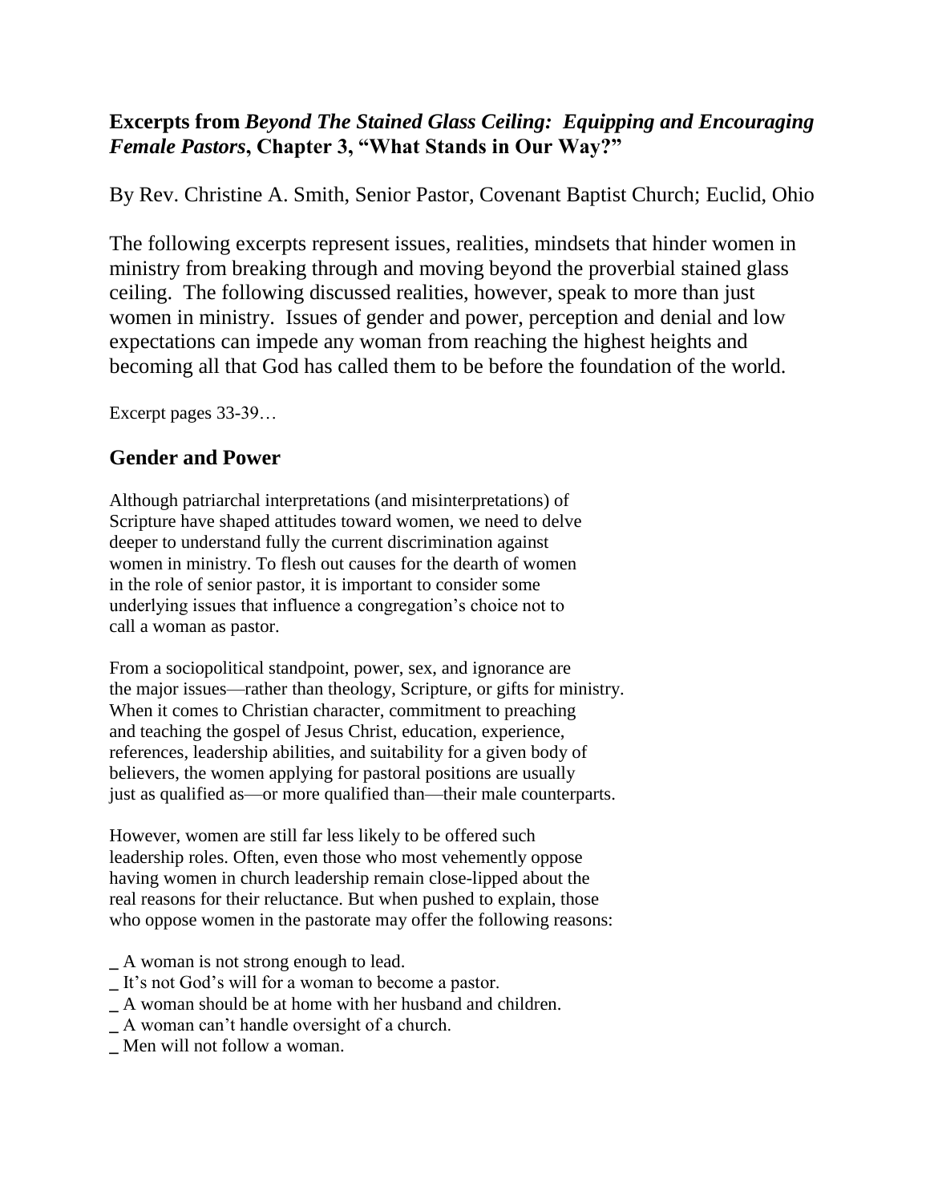### Excerpts from *Beyond The Stained Glass Ceiling: Equipping and Encouraging Female Pastors*, Chapter 3, "What Stands in Our Way?"

By Rev. Christine A. Smith, Senior Pastor, Covenant Baptist Church; Euclid, Ohio

The following excerpts represent issues, realities, mindsets that hinder women in ministry from breaking through and moving beyond the proverbial stained glass ceiling. The following discussed realities, however, speak to more than just women in ministry. Issues of gender and power, perception and denial and low expectations can impede any woman from reaching the highest heights and becoming all that God has called them to be before the foundation of the world.

Excerpt pages 33-39…

## Gender and Power

Although patriarchal interpretations (and misinterpretations) of Scripture have shaped attitudes toward women, we need to delve deeper to understand fully the current discrimination against women in ministry. To flesh out causes for the dearth of women in the role of senior pastor, it is important to consider some underlying issues that influence a congregation's choice not to call a woman as pastor.

From a sociopolitical standpoint, power, sex, and ignorance are the major issues—rather than theology, Scripture, or gifts for ministry. When it comes to Christian character, commitment to preaching and teaching the gospel of Jesus Christ, education, experience, references, leadership abilities, and suitability for a given body of believers, the women applying for pastoral positions are usually just as qualified as—or more qualified than—their male counterparts.

However, women are still far less likely to be offered such leadership roles. Often, even those who most vehemently oppose having women in church leadership remain close-lipped about the real reasons for their reluctance. But when pushed to explain, those who oppose women in the pastorate may offer the following reasons:

- A woman is not strong enough to lead.
- It's not God's will for a woman to become a pastor.
- A woman should be at home with her husband and children.
- A woman can't handle oversight of a church.
- Men will not follow a woman.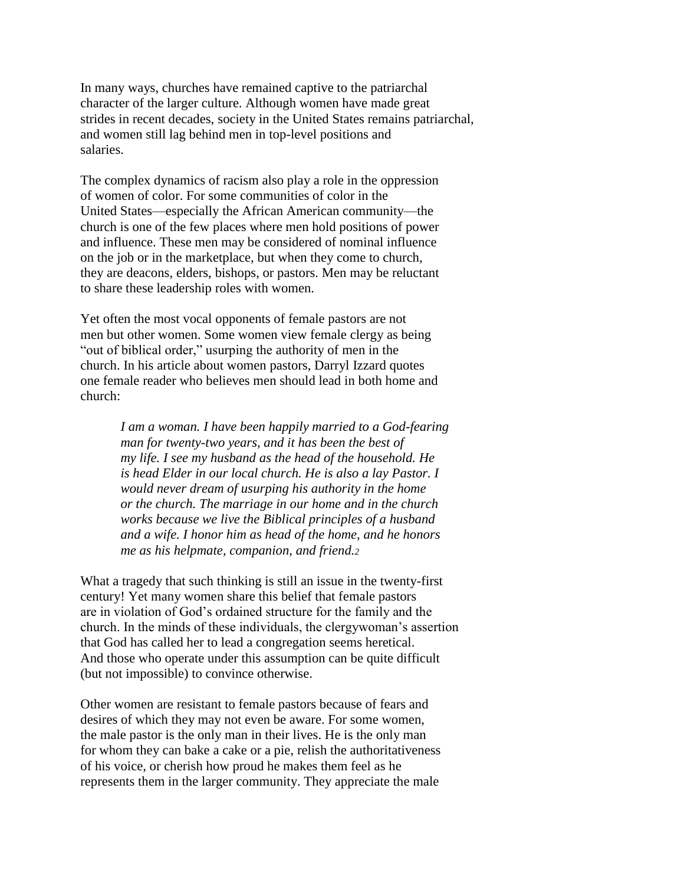In many ways, churches have remained captive to the patriarchal character of the larger culture. Although women have made great strides in recent decades, society in the United States remains patriarchal, and women still lag behind men in top-level positions and salaries.

The complex dynamics of racism also play a role in the oppression of women of color. For some communities of color in the United States—especially the African American community—the church is one of the few places where men hold positions of power and influence. These men may be considered of nominal influence on the job or in the marketplace, but when they come to church, they are deacons, elders, bishops, or pastors. Men may be reluctant to share these leadership roles with women.

Yet often the most vocal opponents of female pastors are not men but other women. Some women view female clergy as being "out of biblical order," usurping the authority of men in the church. In his article about women pastors, Darryl Izzard quotes one female reader who believes men should lead in both home and church:

> *I am a woman. I have been happily married to a God-fearing man for twenty-two years, and it has been the best of my life. I see my husband as the head of the household. He is head Elder in our local church. He is also a lay Pastor. I would never dream of usurping his authority in the home or the church. The marriage in our home and in the church works because we live the Biblical principles of a husband and a wife. I honor him as head of the home, and he honors me as his helpmate, companion, and friend.*[2]

What a tragedy that such thinking is still an issue in the twenty-first century! Yet many women share this belief that female pastors are in violation of God's ordained structure for the family and the church. In the minds of these individuals, the clergywoman's assertion that God has called her to lead a congregation seems heretical. And those who operate under this assumption can be quite difficult (but not impossible) to convince otherwise.

Other women are resistant to female pastors because of fears and desires of which they may not even be aware. For some women, the male pastor is the only man in their lives. He is the only man for whom they can bake a cake or a pie, relish the authoritativeness of his voice, or cherish how proud he makes them feel as he represents them in the larger community. They appreciate the male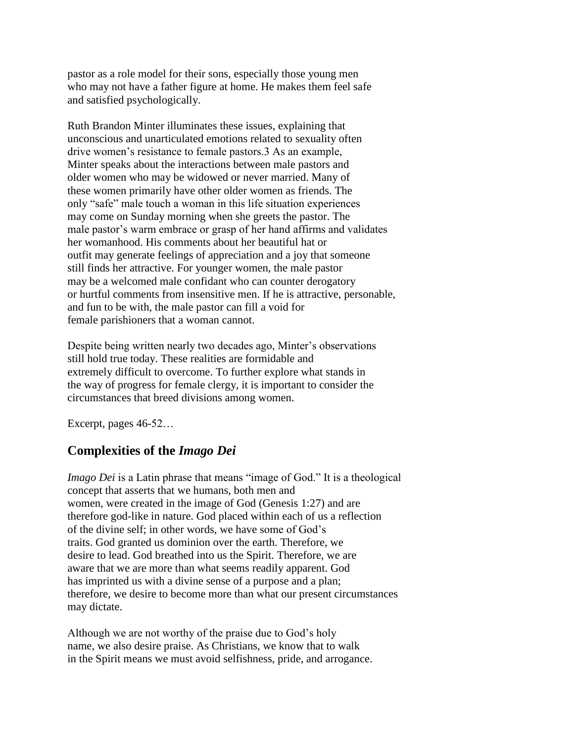pastor as a role model for their sons, especially those young men who may not have a father figure at home. He makes them feel safe and satisfied psychologically.

Ruth Brandon Minter illuminates these issues, explaining that unconscious and unarticulated emotions related to sexuality often drive women's resistance to female pastors.[3] As an example, Minter speaks about the interactions between male pastors and older women who may be widowed or never married. Many of these women primarily have other older women as friends. The only "safe" male touch a woman in this life situation experiences may come on Sunday morning when she greets the pastor. The male pastor's warm embrace or grasp of her hand affirms and validates her womanhood. His comments about her beautiful hat or outfit may generate feelings of appreciation and a joy that someone still finds her attractive. For younger women, the male pastor may be a welcomed male confidant who can counter derogatory or hurtful comments from insensitive men. If he is attractive, personable, and fun to be with, the male pastor can fill a void for female parishioners that a woman cannot.

Despite being written nearly two decades ago, Minter's observations still hold true today. These realities are formidable and extremely difficult to overcome. To further explore what stands in the way of progress for female clergy, it is important to consider the circumstances that breed divisions among women.

Excerpt, pages 46-52…

## Complexities of the *Imago Dei*

*Imago Dei* is a Latin phrase that means "image of God." It is a theological concept that asserts that we humans, both men and women, were created in the image of God (Genesis 1:27) and are therefore god-like in nature. God placed within each of us a reflection of the divine self; in other words, we have some of God's traits. God granted us dominion over the earth. Therefore, we desire to lead. God breathed into us the Spirit. Therefore, we are aware that we are more than what seems readily apparent. God has imprinted us with a divine sense of a purpose and a plan; therefore, we desire to become more than what our present circumstances may dictate.

Although we are not worthy of the praise due to God's holy name, we also desire praise. As Christians, we know that to walk in the Spirit means we must avoid selfishness, pride, and arrogance.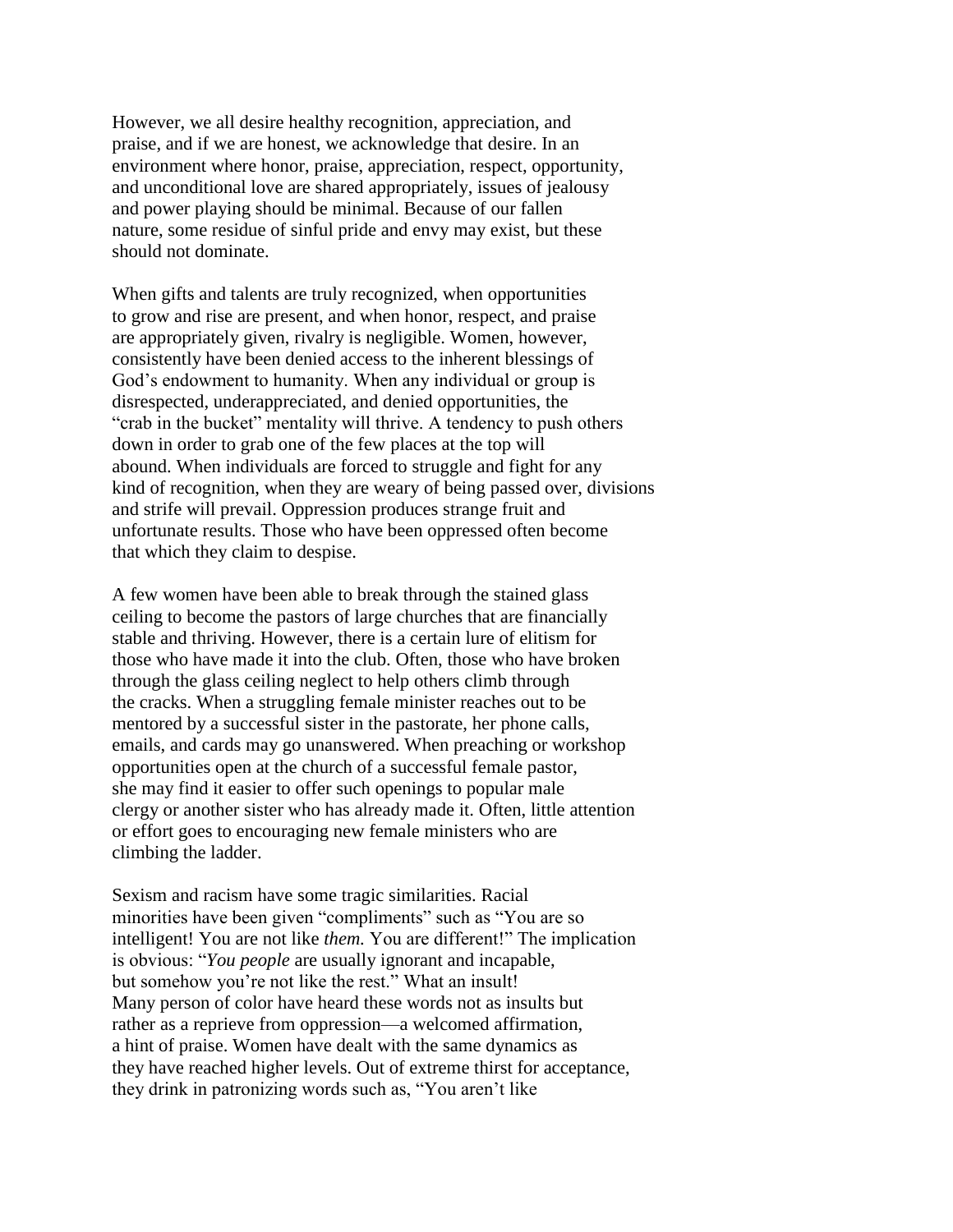However, we all desire healthy recognition, appreciation, and praise, and if we are honest, we acknowledge that desire. In an environment where honor, praise, appreciation, respect, opportunity, and unconditional love are shared appropriately, issues of jealousy and power playing should be minimal. Because of our fallen nature, some residue of sinful pride and envy may exist, but these should not dominate.

When gifts and talents are truly recognized, when opportunities to grow and rise are present, and when honor, respect, and praise are appropriately given, rivalry is negligible. Women, however, consistently have been denied access to the inherent blessings of God's endowment to humanity. When any individual or group is disrespected, underappreciated, and denied opportunities, the "crab in the bucket" mentality will thrive. A tendency to push others down in order to grab one of the few places at the top will abound. When individuals are forced to struggle and fight for any kind of recognition, when they are weary of being passed over, divisions and strife will prevail. Oppression produces strange fruit and unfortunate results. Those who have been oppressed often become that which they claim to despise.

A few women have been able to break through the stained glass ceiling to become the pastors of large churches that are financially stable and thriving. However, there is a certain lure of elitism for those who have made it into the club. Often, those who have broken through the glass ceiling neglect to help others climb through the cracks. When a struggling female minister reaches out to be mentored by a successful sister in the pastorate, her phone calls, emails, and cards may go unanswered. When preaching or workshop opportunities open at the church of a successful female pastor, she may find it easier to offer such openings to popular male clergy or another sister who has already made it. Often, little attention or effort goes to encouraging new female ministers who are climbing the ladder.

Sexism and racism have some tragic similarities. Racial minorities have been given "compliments" such as "You are so intelligent! You are not like *them.* You are different!" The implication is obvious: "*You people* are usually ignorant and incapable, but somehow you're not like the rest." What an insult! Many person of color have heard these words not as insults but rather as a reprieve from oppression—a welcomed affirmation, a hint of praise. Women have dealt with the same dynamics as they have reached higher levels. Out of extreme thirst for acceptance, they drink in patronizing words such as, "You aren't like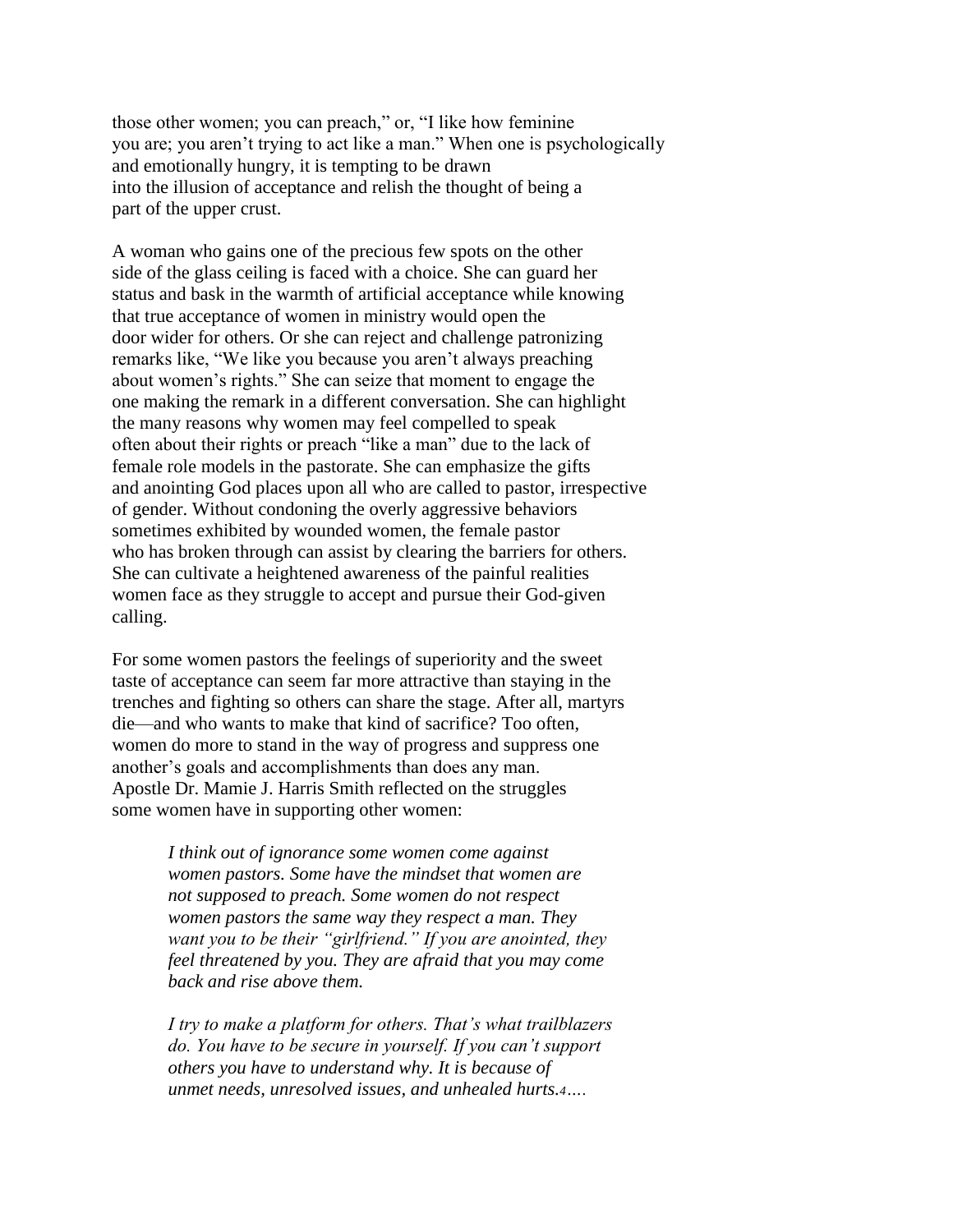those other women; you can preach," or, "I like how feminine you are; you aren't trying to act like a man." When one is psychologically and emotionally hungry, it is tempting to be drawn into the illusion of acceptance and relish the thought of being a part of the upper crust.

A woman who gains one of the precious few spots on the other side of the glass ceiling is faced with a choice. She can guard her status and bask in the warmth of artificial acceptance while knowing that true acceptance of women in ministry would open the door wider for others. Or she can reject and challenge patronizing remarks like, "We like you because you aren't always preaching about women's rights." She can seize that moment to engage the one making the remark in a different conversation. She can highlight the many reasons why women may feel compelled to speak often about their rights or preach "like a man" due to the lack of female role models in the pastorate. She can emphasize the gifts and anointing God places upon all who are called to pastor, irrespective of gender. Without condoning the overly aggressive behaviors sometimes exhibited by wounded women, the female pastor who has broken through can assist by clearing the barriers for others. She can cultivate a heightened awareness of the painful realities women face as they struggle to accept and pursue their God-given calling.

For some women pastors the feelings of superiority and the sweet taste of acceptance can seem far more attractive than staying in the trenches and fighting so others can share the stage. After all, martyrs die—and who wants to make that kind of sacrifice? Too often, women do more to stand in the way of progress and suppress one another's goals and accomplishments than does any man. Apostle Dr. Mamie J. Harris Smith reflected on the struggles some women have in supporting other women:

> *I think out of ignorance some women come against women pastors. Some have the mindset that women are not supposed to preach. Some women do not respect women pastors the same way they respect a man. They want you to be their "girlfriend." If you are anointed, they feel threatened by you. They are afraid that you may come back and rise above them.*
>
> *I try to make a platform for others. That's what trailblazers do. You have to be secure in yourself. If you can't support others you have to understand why. It is because of unmet needs, unresolved issues, and unhealed hurts.*[4]*….*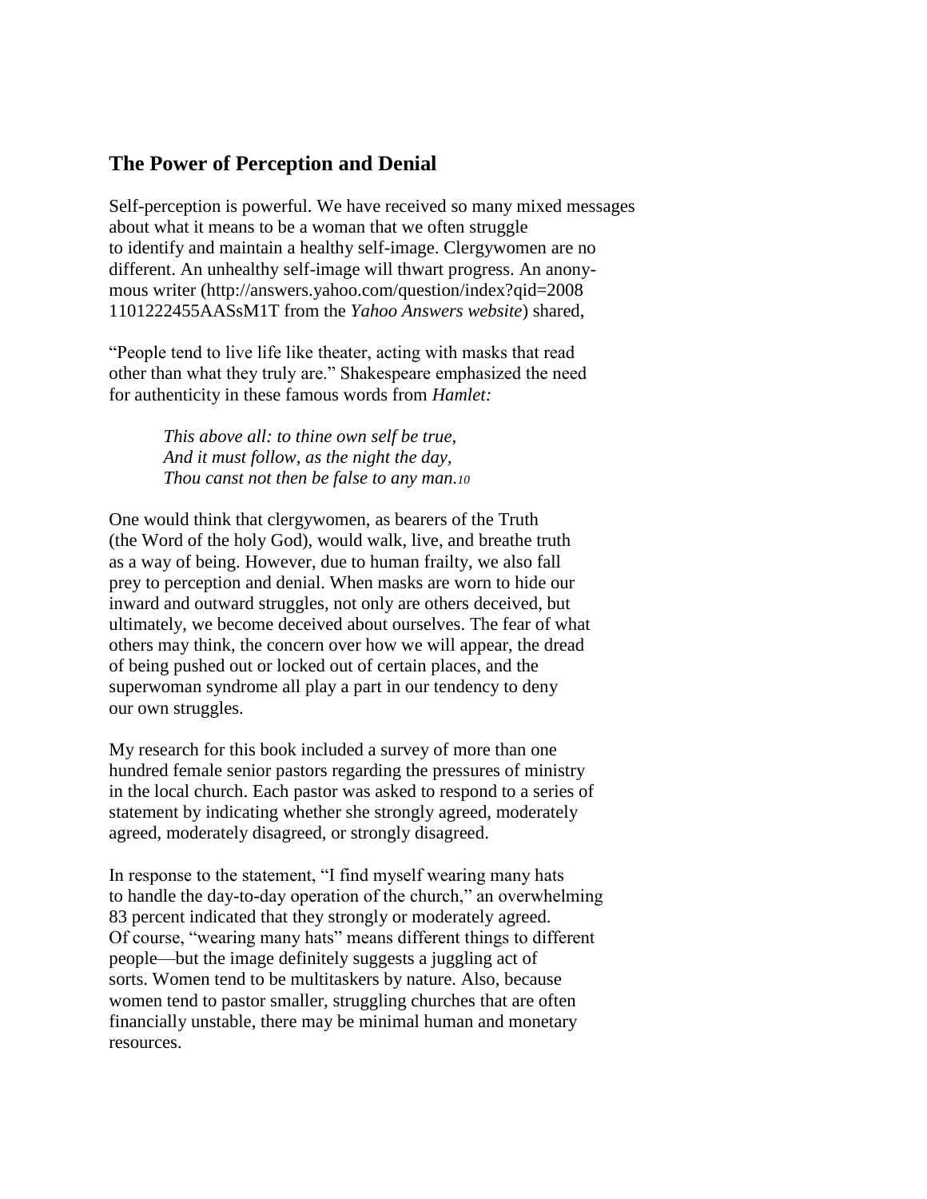## The Power of Perception and Denial

Self-perception is powerful. We have received so many mixed messages about what it means to be a woman that we often struggle to identify and maintain a healthy self-image. Clergywomen are no different. An unhealthy self-image will thwart progress. An anonymous writer (http://answers.yahoo.com/question/index?qid=20081101222455AASsM1T from the *Yahoo Answers website*) shared,

"People tend to live life like theater, acting with masks that read other than what they truly are." Shakespeare emphasized the need for authenticity in these famous words from *Hamlet:*

> *This above all: to thine own self be true,*
> *And it must follow, as the night the day,*
> *Thou canst not then be false to any man.*[10]

One would think that clergywomen, as bearers of the Truth (the Word of the holy God), would walk, live, and breathe truth as a way of being. However, due to human frailty, we also fall prey to perception and denial. When masks are worn to hide our inward and outward struggles, not only are others deceived, but ultimately, we become deceived about ourselves. The fear of what others may think, the concern over how we will appear, the dread of being pushed out or locked out of certain places, and the superwoman syndrome all play a part in our tendency to deny our own struggles.

My research for this book included a survey of more than one hundred female senior pastors regarding the pressures of ministry in the local church. Each pastor was asked to respond to a series of statement by indicating whether she strongly agreed, moderately agreed, moderately disagreed, or strongly disagreed.

In response to the statement, "I find myself wearing many hats to handle the day-to-day operation of the church," an overwhelming 83 percent indicated that they strongly or moderately agreed. Of course, "wearing many hats" means different things to different people—but the image definitely suggests a juggling act of sorts. Women tend to be multitaskers by nature. Also, because women tend to pastor smaller, struggling churches that are often financially unstable, there may be minimal human and monetary resources.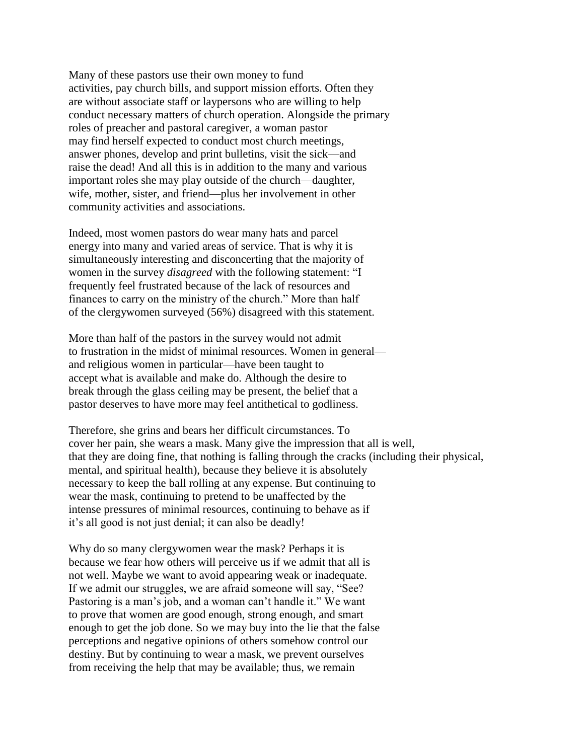Many of these pastors use their own money to fund activities, pay church bills, and support mission efforts. Often they are without associate staff or laypersons who are willing to help conduct necessary matters of church operation. Alongside the primary roles of preacher and pastoral caregiver, a woman pastor may find herself expected to conduct most church meetings, answer phones, develop and print bulletins, visit the sick—and raise the dead! And all this is in addition to the many and various important roles she may play outside of the church—daughter, wife, mother, sister, and friend—plus her involvement in other community activities and associations.

Indeed, most women pastors do wear many hats and parcel energy into many and varied areas of service. That is why it is simultaneously interesting and disconcerting that the majority of women in the survey *disagreed* with the following statement: "I frequently feel frustrated because of the lack of resources and finances to carry on the ministry of the church." More than half of the clergywomen surveyed (56%) disagreed with this statement.

More than half of the pastors in the survey would not admit to frustration in the midst of minimal resources. Women in general—and religious women in particular—have been taught to accept what is available and make do. Although the desire to break through the glass ceiling may be present, the belief that a pastor deserves to have more may feel antithetical to godliness.

Therefore, she grins and bears her difficult circumstances. To cover her pain, she wears a mask. Many give the impression that all is well, that they are doing fine, that nothing is falling through the cracks (including their physical, mental, and spiritual health), because they believe it is absolutely necessary to keep the ball rolling at any expense. But continuing to wear the mask, continuing to pretend to be unaffected by the intense pressures of minimal resources, continuing to behave as if it's all good is not just denial; it can also be deadly!

Why do so many clergywomen wear the mask? Perhaps it is because we fear how others will perceive us if we admit that all is not well. Maybe we want to avoid appearing weak or inadequate. If we admit our struggles, we are afraid someone will say, "See? Pastoring is a man's job, and a woman can't handle it." We want to prove that women are good enough, strong enough, and smart enough to get the job done. So we may buy into the lie that the false perceptions and negative opinions of others somehow control our destiny. But by continuing to wear a mask, we prevent ourselves from receiving the help that may be available; thus, we remain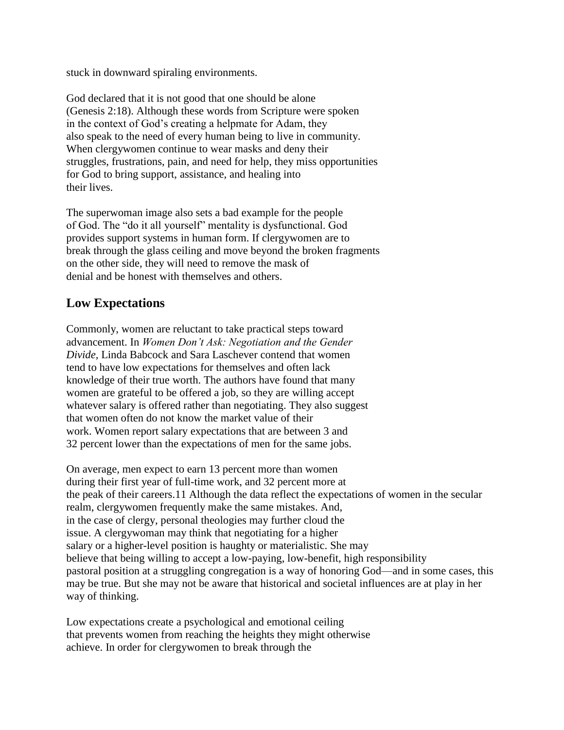stuck in downward spiraling environments.

God declared that it is not good that one should be alone (Genesis 2:18). Although these words from Scripture were spoken in the context of God's creating a helpmate for Adam, they also speak to the need of every human being to live in community. When clergywomen continue to wear masks and deny their struggles, frustrations, pain, and need for help, they miss opportunities for God to bring support, assistance, and healing into their lives.

The superwoman image also sets a bad example for the people of God. The "do it all yourself" mentality is dysfunctional. God provides support systems in human form. If clergywomen are to break through the glass ceiling and move beyond the broken fragments on the other side, they will need to remove the mask of denial and be honest with themselves and others.

## Low Expectations

Commonly, women are reluctant to take practical steps toward advancement. In *Women Don't Ask: Negotiation and the Gender Divide,* Linda Babcock and Sara Laschever contend that women tend to have low expectations for themselves and often lack knowledge of their true worth. The authors have found that many women are grateful to be offered a job, so they are willing accept whatever salary is offered rather than negotiating. They also suggest that women often do not know the market value of their work. Women report salary expectations that are between 3 and 32 percent lower than the expectations of men for the same jobs.

On average, men expect to earn 13 percent more than women during their first year of full-time work, and 32 percent more at the peak of their careers.[11] Although the data reflect the expectations of women in the secular realm, clergywomen frequently make the same mistakes. And, in the case of clergy, personal theologies may further cloud the issue. A clergywoman may think that negotiating for a higher salary or a higher-level position is haughty or materialistic. She may believe that being willing to accept a low-paying, low-benefit, high responsibility pastoral position at a struggling congregation is a way of honoring God—and in some cases, this may be true. But she may not be aware that historical and societal influences are at play in her way of thinking.

Low expectations create a psychological and emotional ceiling that prevents women from reaching the heights they might otherwise achieve. In order for clergywomen to break through the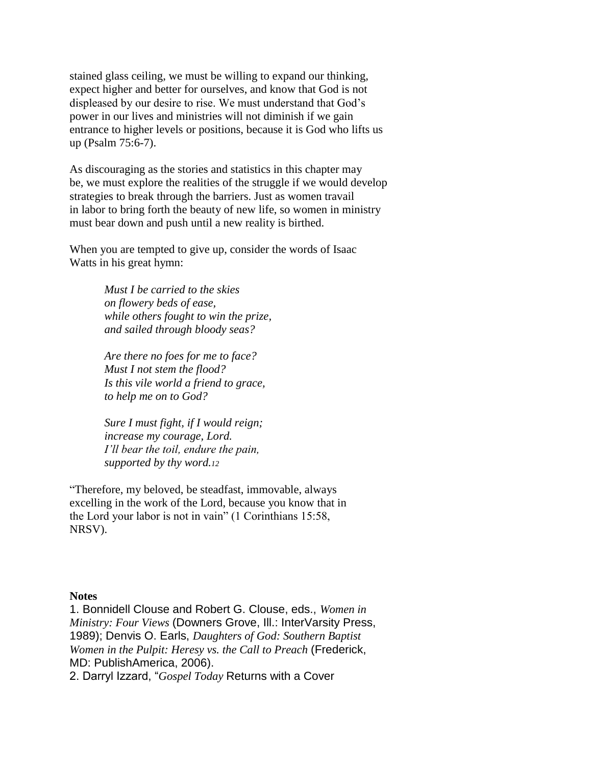stained glass ceiling, we must be willing to expand our thinking, expect higher and better for ourselves, and know that God is not displeased by our desire to rise. We must understand that God's power in our lives and ministries will not diminish if we gain entrance to higher levels or positions, because it is God who lifts us up (Psalm 75:6-7).

As discouraging as the stories and statistics in this chapter may be, we must explore the realities of the struggle if we would develop strategies to break through the barriers. Just as women travail in labor to bring forth the beauty of new life, so women in ministry must bear down and push until a new reality is birthed.

When you are tempted to give up, consider the words of Isaac Watts in his great hymn:

> *Must I be carried to the skies*
> *on flowery beds of ease,*
> *while others fought to win the prize,*
> *and sailed through bloody seas?*
>
> *Are there no foes for me to face?*
> *Must I not stem the flood?*
> *Is this vile world a friend to grace,*
> *to help me on to God?*
>
> *Sure I must fight, if I would reign;*
> *increase my courage, Lord.*
> *I'll bear the toil, endure the pain,*
> *supported by thy word.*[12]

"Therefore, my beloved, be steadfast, immovable, always excelling in the work of the Lord, because you know that in the Lord your labor is not in vain" (1 Corinthians 15:58, NRSV).

**Notes**

1. Bonnidell Clouse and Robert G. Clouse, eds., *Women in Ministry: Four Views* (Downers Grove, Ill.: InterVarsity Press, 1989); Denvis O. Earls, *Daughters of God: Southern Baptist Women in the Pulpit: Heresy vs. the Call to Preach* (Frederick, MD: PublishAmerica, 2006).
2. Darryl Izzard, "*Gospel Today* Returns with a Cover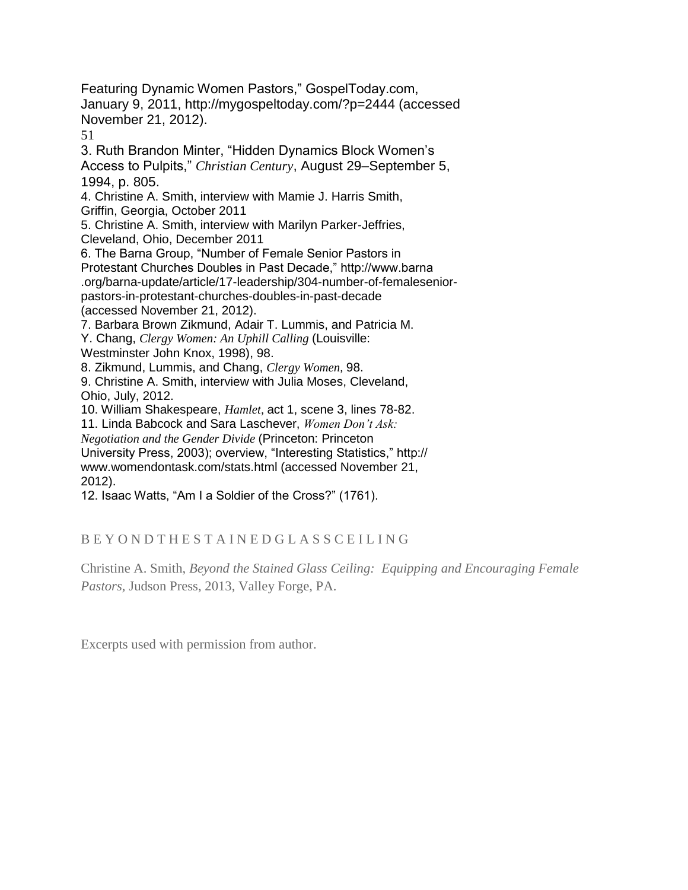Featuring Dynamic Women Pastors," GospelToday.com, January 9, 2011, http://mygospeltoday.com/?p=2444 (accessed November 21, 2012).

51

3. Ruth Brandon Minter, "Hidden Dynamics Block Women's Access to Pulpits," *Christian Century*, August 29–September 5, 1994, p. 805.

4. Christine A. Smith, interview with Mamie J. Harris Smith, Griffin, Georgia, October 2011

5. Christine A. Smith, interview with Marilyn Parker-Jeffries, Cleveland, Ohio, December 2011

6. The Barna Group, "Number of Female Senior Pastors in Protestant Churches Doubles in Past Decade," http://www.barna .org/barna-update/article/17-leadership/304-number-of-femalesenior-pastors-in-protestant-churches-doubles-in-past-decade (accessed November 21, 2012).

7. Barbara Brown Zikmund, Adair T. Lummis, and Patricia M. Y. Chang, *Clergy Women: An Uphill Calling* (Louisville: Westminster John Knox, 1998), 98.

8. Zikmund, Lummis, and Chang, *Clergy Women,* 98.

9. Christine A. Smith, interview with Julia Moses, Cleveland, Ohio, July, 2012.

10. William Shakespeare, *Hamlet*, act 1, scene 3, lines 78-82.

11. Linda Babcock and Sara Laschever, *Women Don't Ask: Negotiation and the Gender Divide* (Princeton: Princeton University Press, 2003); overview, "Interesting Statistics," http:// www.womendontask.com/stats.html (accessed November 21, 2012).

12. Isaac Watts, "Am I a Soldier of the Cross?" (1761).

B E Y O N D T H E S T A I N E D G L A S S C E I L I N G

Christine A. Smith, *Beyond the Stained Glass Ceiling: Equipping and Encouraging Female Pastors*, Judson Press, 2013, Valley Forge, PA.

Excerpts used with permission from author.